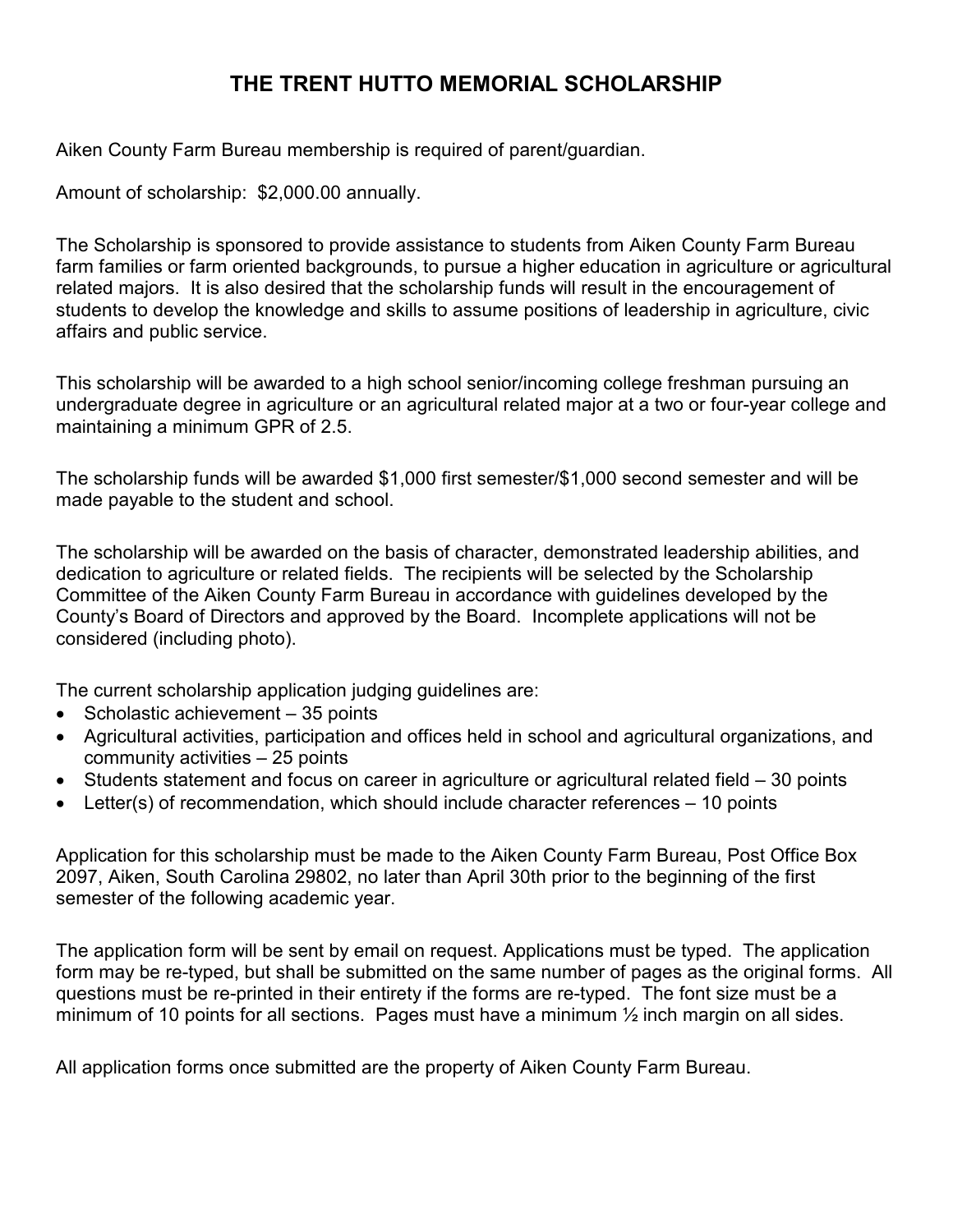# THE TRENT HUTTO MEMORIAL SCHOLARSHIP

Aiken County Farm Bureau membership is required of parent/guardian.

Amount of scholarship: $2,000.00 annually.

The Scholarship is sponsored to provide assistance to students from Aiken County Farm Bureau farm families or farm oriented backgrounds, to pursue a higher education in agriculture or agricultural related majors. It is also desired that the scholarship funds will result in the encouragement of students to develop the knowledge and skills to assume positions of leadership in agriculture, civic affairs and public service.

This scholarship will be awarded to a high school senior/incoming college freshman pursuing an undergraduate degree in agriculture or an agricultural related major at a two or four-year college and maintaining a minimum GPR of 2.5.

The scholarship funds will be awarded $1,000 first semester/$1,000 second semester and will be made payable to the student and school.

The scholarship will be awarded on the basis of character, demonstrated leadership abilities, and dedication to agriculture or related fields. The recipients will be selected by the Scholarship Committee of the Aiken County Farm Bureau in accordance with guidelines developed by the County's Board of Directors and approved by the Board. Incomplete applications will not be considered (including photo).

The current scholarship application judging guidelines are:

- Scholastic achievement – 35 points
- Agricultural activities, participation and offices held in school and agricultural organizations, and community activities – 25 points
- Students statement and focus on career in agriculture or agricultural related field – 30 points
- Letter(s) of recommendation, which should include character references – 10 points

Application for this scholarship must be made to the Aiken County Farm Bureau, Post Office Box 2097, Aiken, South Carolina 29802, no later than April 30th prior to the beginning of the first semester of the following academic year.

The application form will be sent by email on request. Applications must be typed. The application form may be re-typed, but shall be submitted on the same number of pages as the original forms. All questions must be re-printed in their entirety if the forms are re-typed. The font size must be a minimum of 10 points for all sections. Pages must have a minimum ½ inch margin on all sides.

All application forms once submitted are the property of Aiken County Farm Bureau.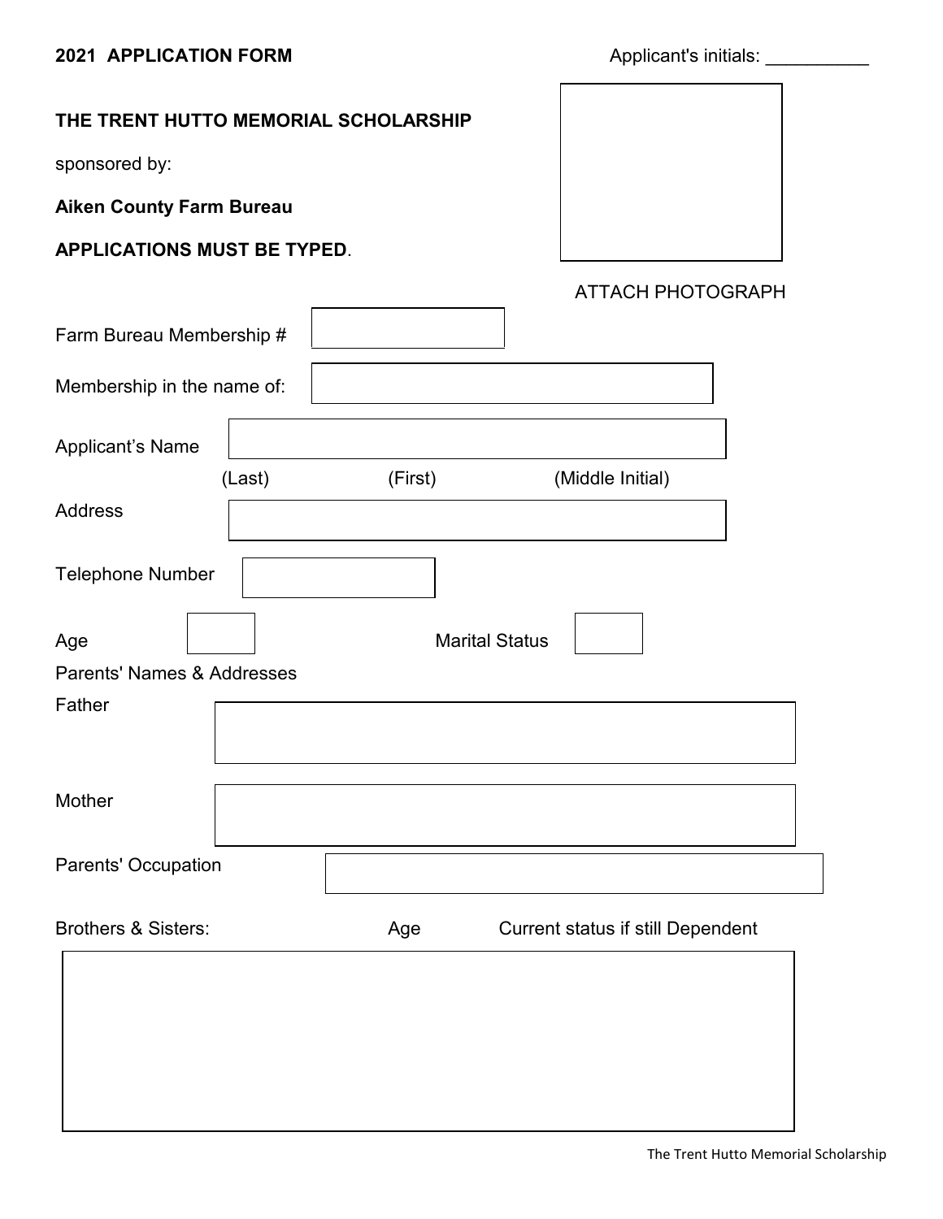**2021 APPLICATION FORM** Applicant's initials: __________

**THE TRENT HUTTO MEMORIAL SCHOLARSHIP**

sponsored by:

**Aiken County Farm Bureau**

**APPLICATIONS MUST BE TYPED**.

ATTACH PHOTOGRAPH

Farm Bureau Membership #

Membership in the name of:

Applicant's Name

(Last) (First) (Middle Initial)

Address

Telephone Number

Age Marital Status

Parents' Names & Addresses

Father

Mother

Parents' Occupation

Brothers & Sisters: Age Current status if still Dependent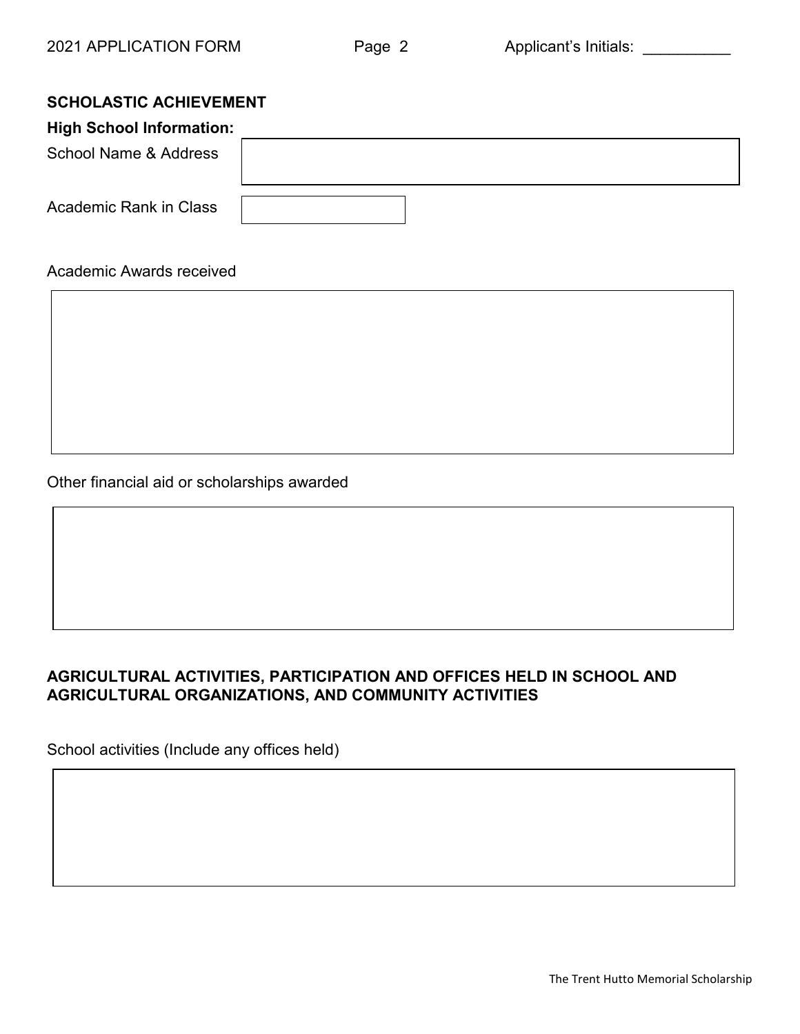**SCHOLASTIC ACHIEVEMENT**

**High School Information:**

School Name & Address

Academic Rank in Class

Academic Awards received

Other financial aid or scholarships awarded

**AGRICULTURAL ACTIVITIES, PARTICIPATION AND OFFICES HELD IN SCHOOL AND AGRICULTURAL ORGANIZATIONS, AND COMMUNITY ACTIVITIES**

School activities (Include any offices held)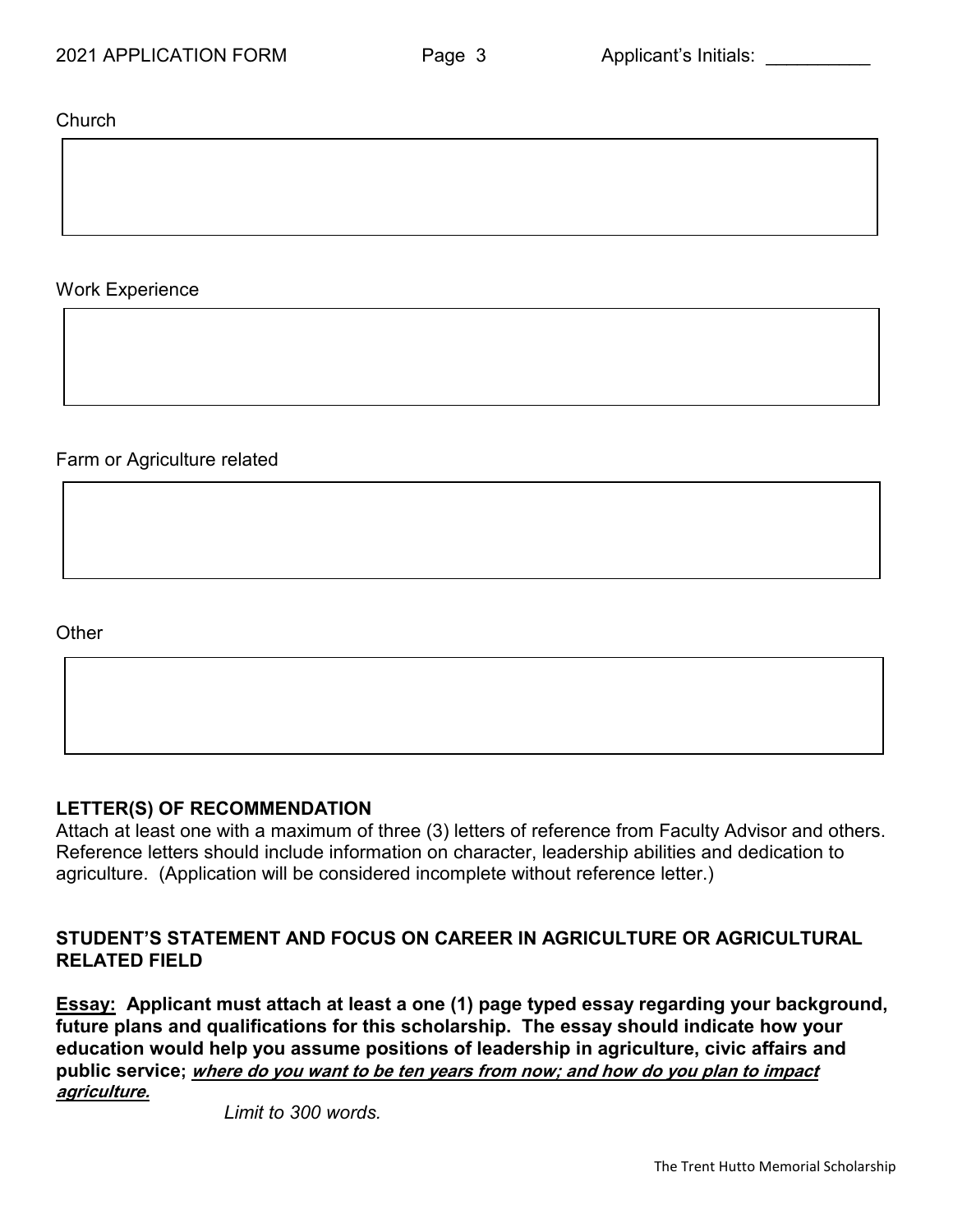Church

Work Experience

Farm or Agriculture related

Other

**LETTER(S) OF RECOMMENDATION**
Attach at least one with a maximum of three (3) letters of reference from Faculty Advisor and others. Reference letters should include information on character, leadership abilities and dedication to agriculture. (Application will be considered incomplete without reference letter.)

**STUDENT'S STATEMENT AND FOCUS ON CAREER IN AGRICULTURE OR AGRICULTURAL RELATED FIELD**

**Essay: Applicant must attach at least a one (1) page typed essay regarding your background, future plans and qualifications for this scholarship. The essay should indicate how your education would help you assume positions of leadership in agriculture, civic affairs and public service; *where do you want to be ten years from now; and how do you plan to impact agriculture.***

*Limit to 300 words.*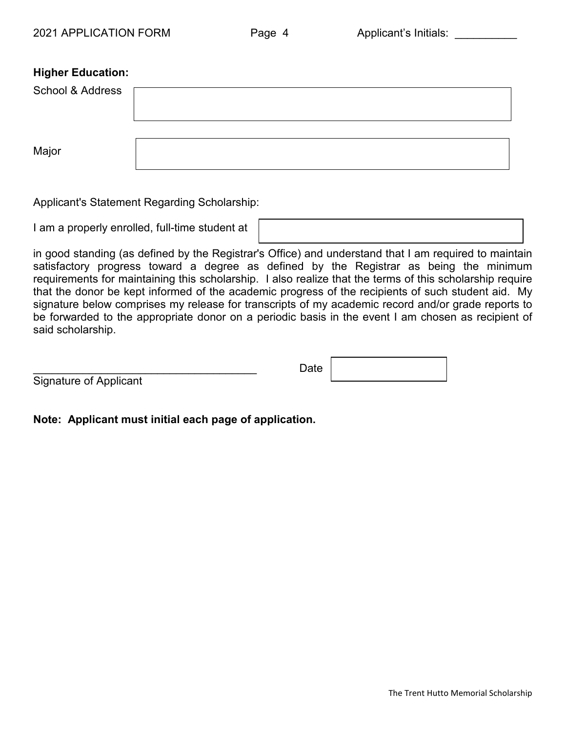**Higher Education:**

School & Address

Major

Applicant's Statement Regarding Scholarship:

I am a properly enrolled, full-time student at

in good standing (as defined by the Registrar's Office) and understand that I am required to maintain satisfactory progress toward a degree as defined by the Registrar as being the minimum requirements for maintaining this scholarship. I also realize that the terms of this scholarship require that the donor be kept informed of the academic progress of the recipients of such student aid. My signature below comprises my release for transcripts of my academic record and/or grade reports to be forwarded to the appropriate donor on a periodic basis in the event I am chosen as recipient of said scholarship.

_____________________________________ Date

Signature of Applicant

**Note: Applicant must initial each page of application.**